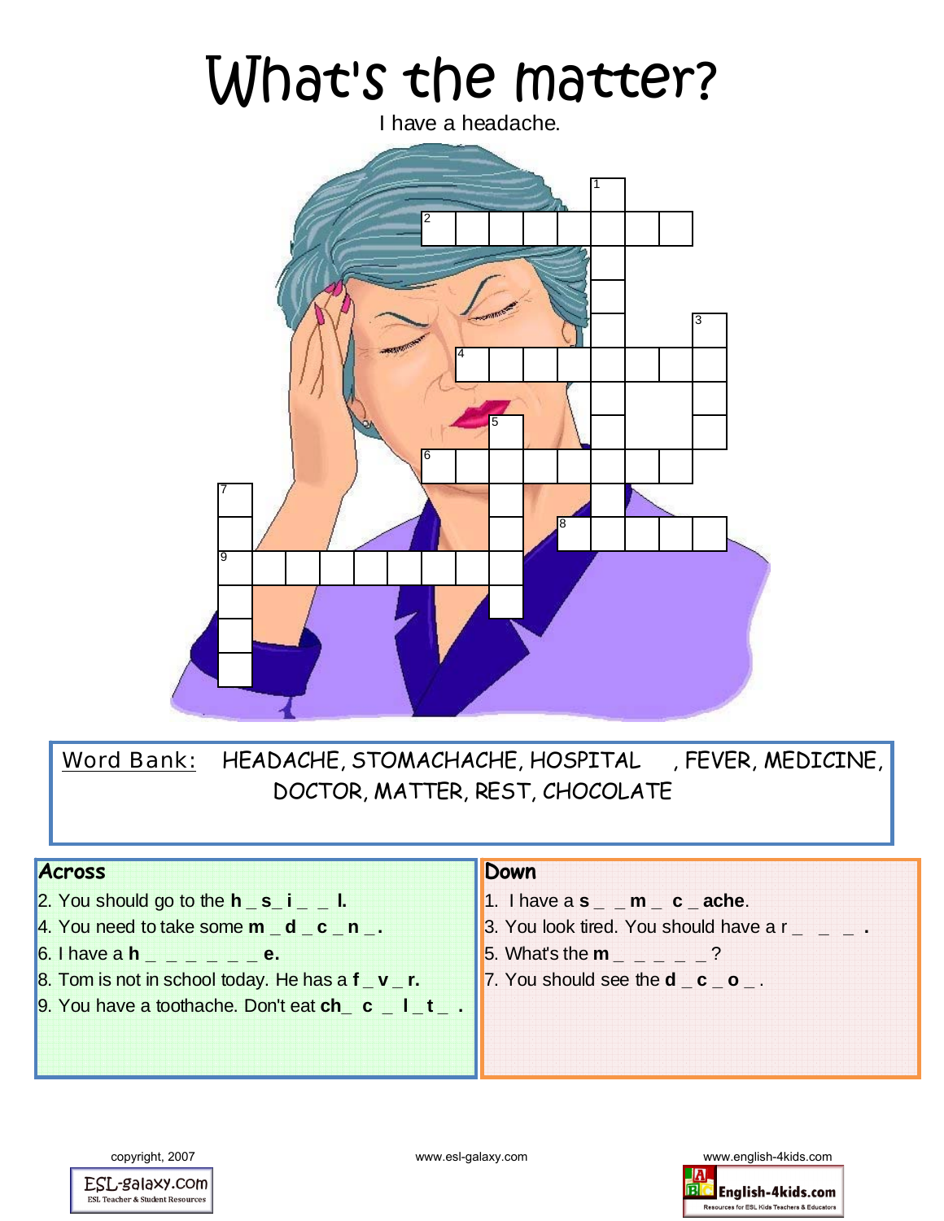# What's the matter?

I have a headache.

Word Bank: HEADACHE, STOMACHACHE, HOSPITAL , FEVER, MEDICINE, DOCTOR, MATTER, REST, CHOCOLATE

## Across

2. You should go to the **h _ s_ i _ _ l.**
4. You need to take some **m _ d _ c _ n _.**
6. I have a **h _ _ _ _ _ _ e.**
8. Tom is not in school today. He has a **f _ v _ r.**
9. You have a toothache. Don't eat **ch_ c _ l _ t _ .**

## Down

1. I have a **s _ _ m _ c _ ache**.
3. You look tired. You should have a r _ _ _ **.**
5. What's the **m** _ _ _ _ _ ?
7. You should see the **d _ c _ o _** .

copyright, 2007

www.esl-galaxy.com

www.english-4kids.com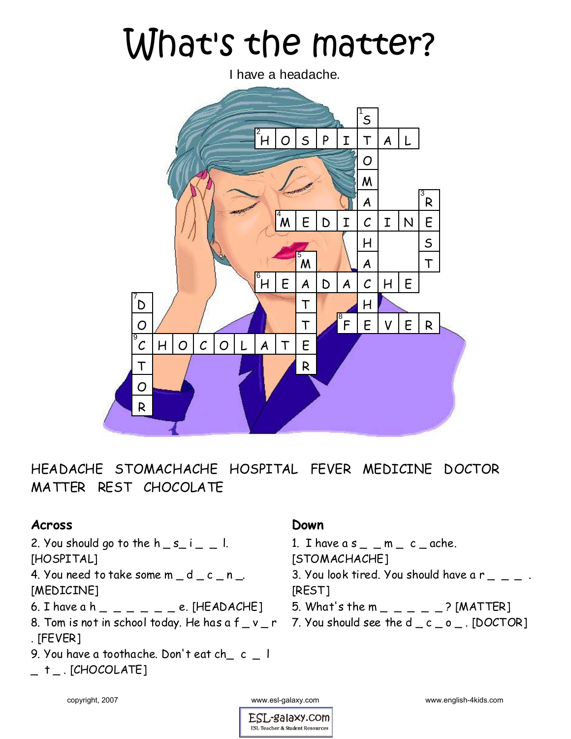# What's the matter?

I have a headache.

HEADACHE STOMACHACHE HOSPITAL FEVER MEDICINE DOCTOR MATTER REST CHOCOLATE

### Across

2. You should go to the h _ s_ i _ _ l. [HOSPITAL]
4. You need to take some m _ d _ c _ n _. [MEDICINE]
6. I have a h _ _ _ _ _ _ e. [HEADACHE]
8. Tom is not in school today. He has a f _ v _ r . [FEVER]
9. You have a toothache. Don't eat ch_ c _ l _ t _. [CHOCOLATE]

### Down

1. I have a s _ _ m _ c _ ache. [STOMACHACHE]
3. You look tired. You should have a r _ _ _ . [REST]
5. What's the m _ _ _ _ _ ? [MATTER]
7. You should see the d _ c _ o _ . [DOCTOR]

copyright, 2007 www.esl-galaxy.com www.english-4kids.com

ESL-galaxy.com ESL Teacher & Student Resources